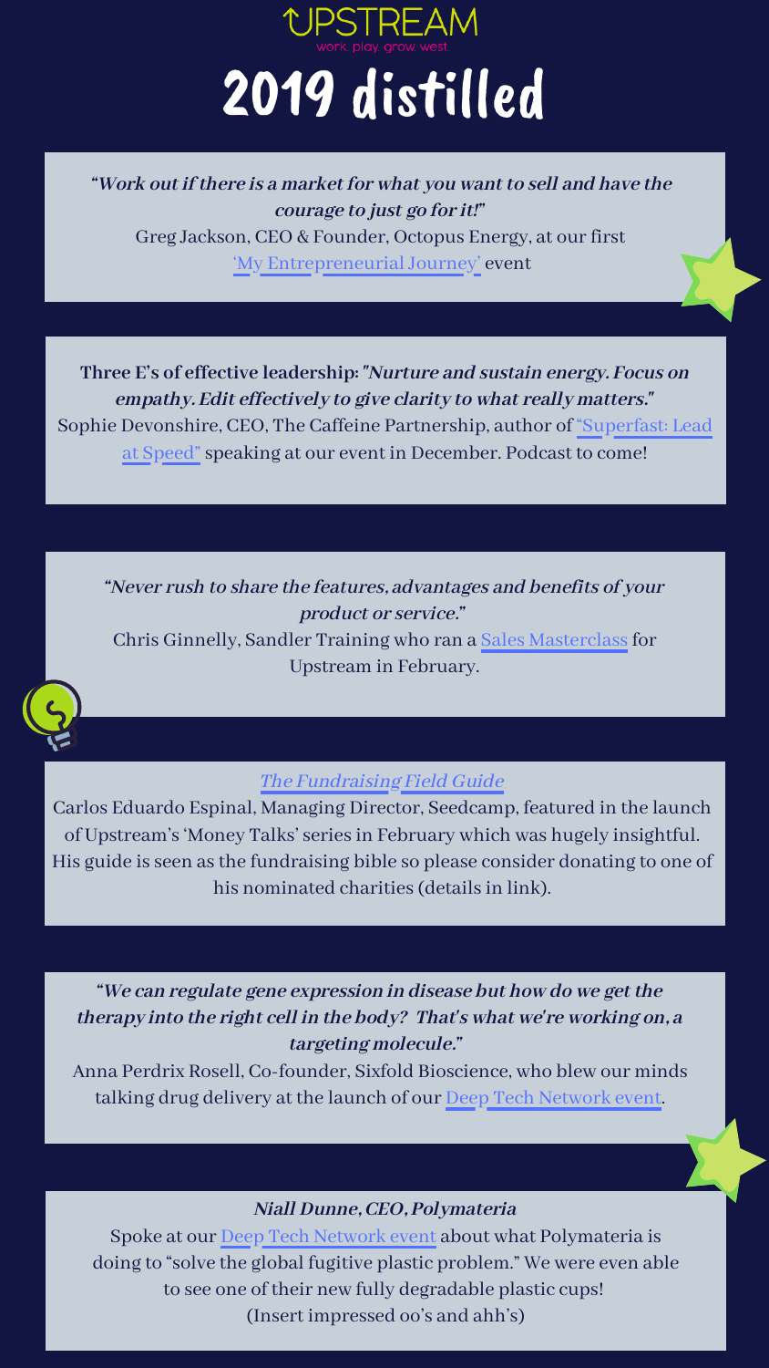# UPSTREAM

work. play. grow. west

# 2019 distilled

***"Work out if there is a market for what you want to sell and have the courage to just go for it!"***

Greg Jackson, CEO & Founder, Octopus Energy, at our first 'My Entrepreneurial Journey' event

**Three E's of effective leadership:** ***"Nurture and sustain energy. Focus on empathy. Edit effectively to give clarity to what really matters."***

Sophie Devonshire, CEO, The Caffeine Partnership, author of "Superfast: Lead at Speed" speaking at our event in December. Podcast to come!

***"Never rush to share the features, advantages and benefits of your product or service."***

Chris Ginnelly, Sandler Training who ran a Sales Masterclass for Upstream in February.

*The Fundraising Field Guide*

Carlos Eduardo Espinal, Managing Director, Seedcamp, featured in the launch of Upstream's 'Money Talks' series in February which was hugely insightful. His guide is seen as the fundraising bible so please consider donating to one of his nominated charities (details in link).

***"We can regulate gene expression in disease but how do we get the therapy into the right cell in the body? That's what we're working on, a targeting molecule."***

Anna Perdrix Rosell, Co-founder, Sixfold Bioscience, who blew our minds talking drug delivery at the launch of our Deep Tech Network event.

***Niall Dunne, CEO, Polymateria***

Spoke at our Deep Tech Network event about what Polymateria is doing to "solve the global fugitive plastic problem." We were even able to see one of their new fully degradable plastic cups!
(Insert impressed oo's and ahh's)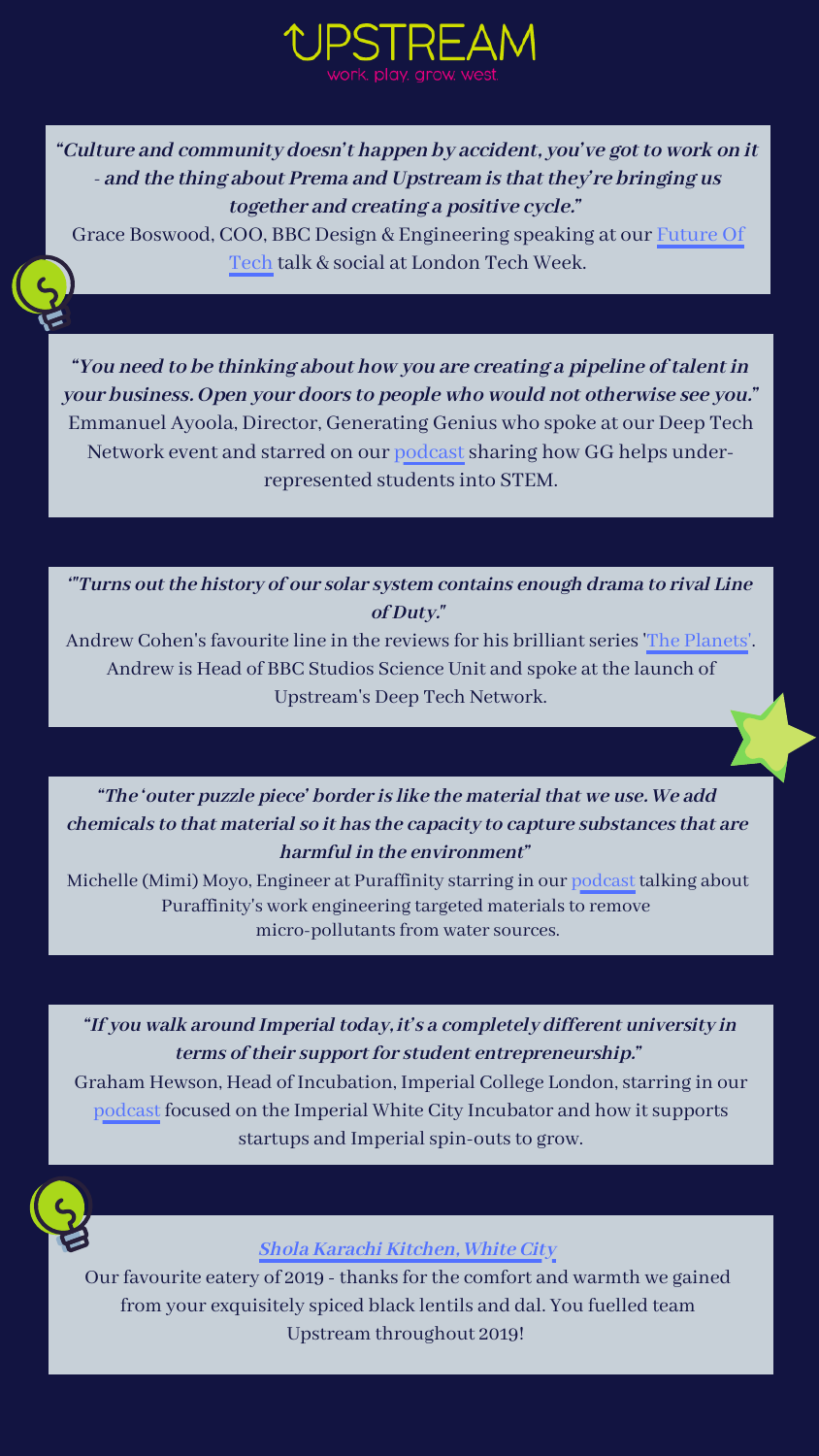# UPSTREAM

work. play. grow. west.

***"Culture and community doesn't happen by accident, you've got to work on it - and the thing about Prema and Upstream is that they're bringing us together and creating a positive cycle."***

Grace Boswood, COO, BBC Design & Engineering speaking at our Future Of Tech talk & social at London Tech Week.

***"You need to be thinking about how you are creating a pipeline of talent in your business. Open your doors to people who would not otherwise see you."***

Emmanuel Ayoola, Director, Generating Genius who spoke at our Deep Tech Network event and starred on our podcast sharing how GG helps under-represented students into STEM.

***'"Turns out the history of our solar system contains enough drama to rival Line of Duty."***

Andrew Cohen's favourite line in the reviews for his brilliant series 'The Planets'. Andrew is Head of BBC Studios Science Unit and spoke at the launch of Upstream's Deep Tech Network.

***"The 'outer puzzle piece' border is like the material that we use. We add chemicals to that material so it has the capacity to capture substances that are harmful in the environment"***

Michelle (Mimi) Moyo, Engineer at Puraffinity starring in our podcast talking about Puraffinity's work engineering targeted materials to remove micro-pollutants from water sources.

***"If you walk around Imperial today, it's a completely different university in terms of their support for student entrepreneurship."***

Graham Hewson, Head of Incubation, Imperial College London, starring in our podcast focused on the Imperial White City Incubator and how it supports startups and Imperial spin-outs to grow.

***Shola Karachi Kitchen, White City***

Our favourite eatery of 2019 - thanks for the comfort and warmth we gained from your exquisitely spiced black lentils and dal. You fuelled team Upstream throughout 2019!